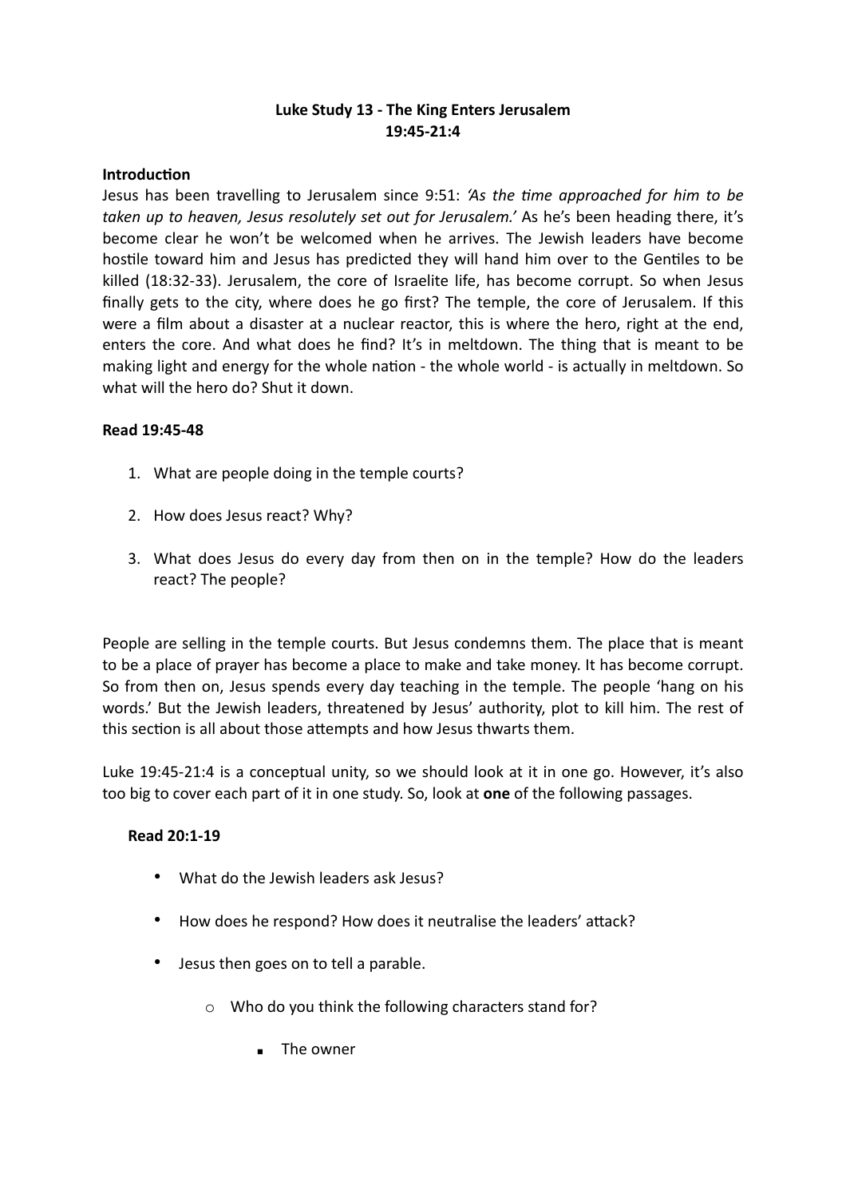**Luke Study 13 - The King Enters Jerusalem**
**19:45-21:4**

**Introduction**

Jesus has been travelling to Jerusalem since 9:51: *'As the time approached for him to be taken up to heaven, Jesus resolutely set out for Jerusalem.'* As he's been heading there, it's become clear he won't be welcomed when he arrives. The Jewish leaders have become hostile toward him and Jesus has predicted they will hand him over to the Gentiles to be killed (18:32-33). Jerusalem, the core of Israelite life, has become corrupt. So when Jesus finally gets to the city, where does he go first? The temple, the core of Jerusalem. If this were a film about a disaster at a nuclear reactor, this is where the hero, right at the end, enters the core. And what does he find? It's in meltdown. The thing that is meant to be making light and energy for the whole nation - the whole world - is actually in meltdown. So what will the hero do? Shut it down.

**Read 19:45-48**

1. What are people doing in the temple courts?
2. How does Jesus react? Why?
3. What does Jesus do every day from then on in the temple? How do the leaders react? The people?

People are selling in the temple courts. But Jesus condemns them. The place that is meant to be a place of prayer has become a place to make and take money. It has become corrupt. So from then on, Jesus spends every day teaching in the temple. The people 'hang on his words.' But the Jewish leaders, threatened by Jesus' authority, plot to kill him. The rest of this section is all about those attempts and how Jesus thwarts them.

Luke 19:45-21:4 is a conceptual unity, so we should look at it in one go. However, it's also too big to cover each part of it in one study. So, look at **one** of the following passages.

**Read 20:1-19**

- What do the Jewish leaders ask Jesus?
- How does he respond? How does it neutralise the leaders' attack?
- Jesus then goes on to tell a parable.
  - Who do you think the following characters stand for?
    - The owner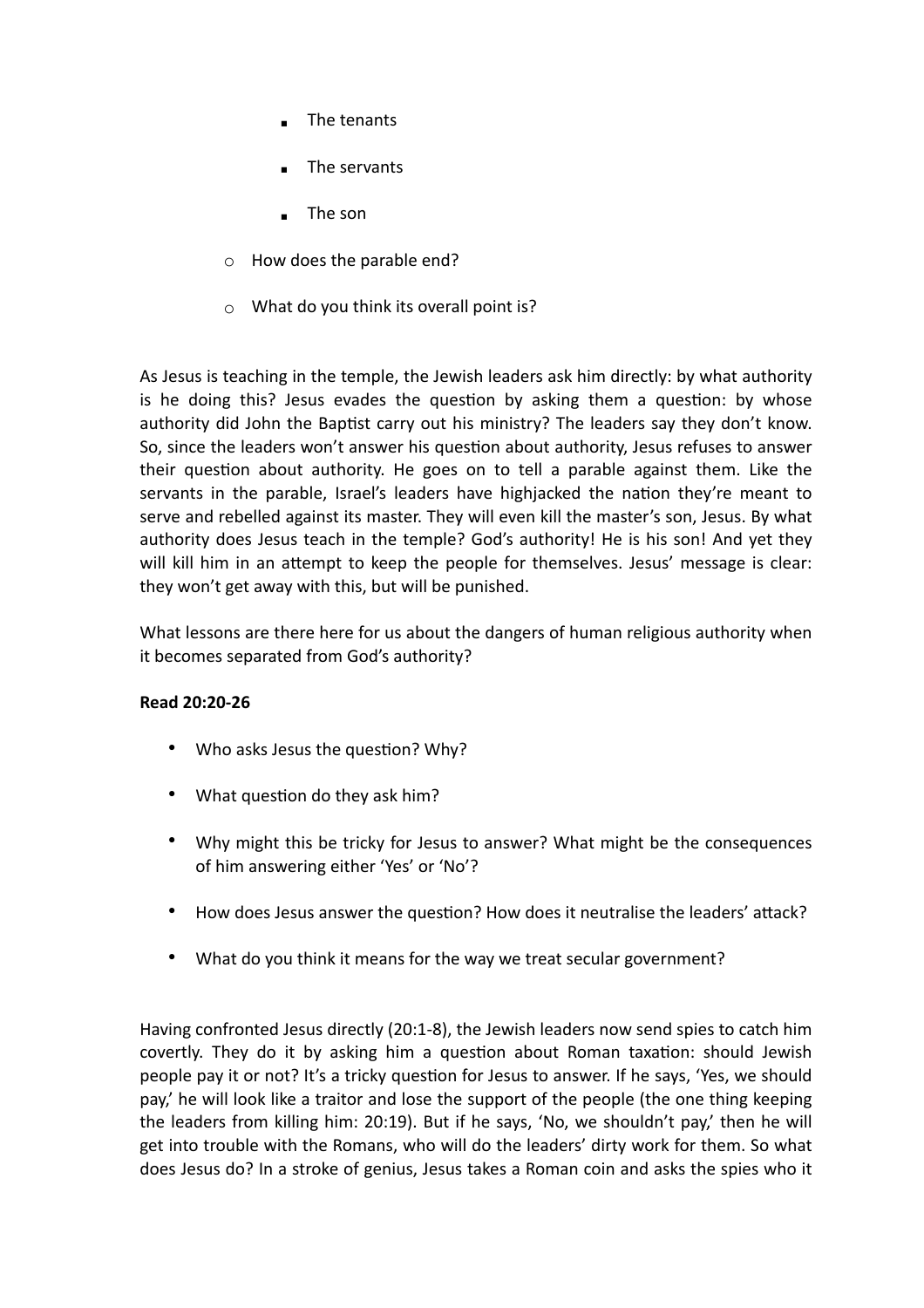- The tenants
        - The servants
        - The son
    - How does the parable end?
    - What do you think its overall point is?

As Jesus is teaching in the temple, the Jewish leaders ask him directly: by what authority is he doing this? Jesus evades the question by asking them a question: by whose authority did John the Baptist carry out his ministry? The leaders say they don't know. So, since the leaders won't answer his question about authority, Jesus refuses to answer their question about authority. He goes on to tell a parable against them. Like the servants in the parable, Israel's leaders have highjacked the nation they're meant to serve and rebelled against its master. They will even kill the master's son, Jesus. By what authority does Jesus teach in the temple? God's authority! He is his son! And yet they will kill him in an attempt to keep the people for themselves. Jesus' message is clear: they won't get away with this, but will be punished.

What lessons are there here for us about the dangers of human religious authority when it becomes separated from God's authority?

**Read 20:20-26**

- Who asks Jesus the question? Why?
- What question do they ask him?
- Why might this be tricky for Jesus to answer? What might be the consequences of him answering either 'Yes' or 'No'?
- How does Jesus answer the question? How does it neutralise the leaders' attack?
- What do you think it means for the way we treat secular government?

Having confronted Jesus directly (20:1-8), the Jewish leaders now send spies to catch him covertly. They do it by asking him a question about Roman taxation: should Jewish people pay it or not? It's a tricky question for Jesus to answer. If he says, 'Yes, we should pay,' he will look like a traitor and lose the support of the people (the one thing keeping the leaders from killing him: 20:19). But if he says, 'No, we shouldn't pay,' then he will get into trouble with the Romans, who will do the leaders' dirty work for them. So what does Jesus do? In a stroke of genius, Jesus takes a Roman coin and asks the spies who it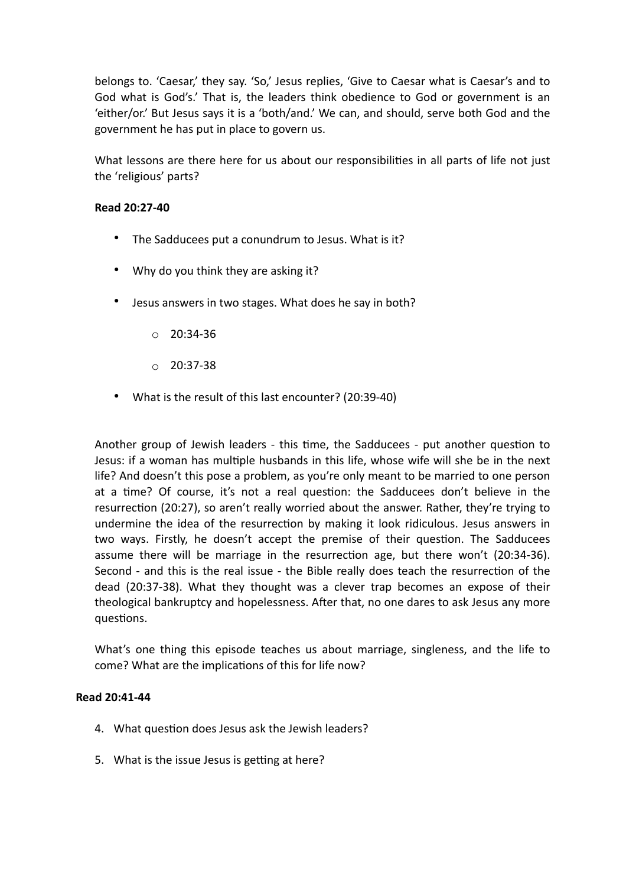belongs to. 'Caesar,' they say. 'So,' Jesus replies, 'Give to Caesar what is Caesar's and to God what is God's.' That is, the leaders think obedience to God or government is an 'either/or.' But Jesus says it is a 'both/and.' We can, and should, serve both God and the government he has put in place to govern us.

What lessons are there here for us about our responsibilities in all parts of life not just the 'religious' parts?

**Read 20:27-40**

- The Sadducees put a conundrum to Jesus. What is it?
- Why do you think they are asking it?
- Jesus answers in two stages. What does he say in both?
    - 20:34-36
    - 20:37-38
- What is the result of this last encounter? (20:39-40)

Another group of Jewish leaders - this time, the Sadducees - put another question to Jesus: if a woman has multiple husbands in this life, whose wife will she be in the next life? And doesn't this pose a problem, as you're only meant to be married to one person at a time? Of course, it's not a real question: the Sadducees don't believe in the resurrection (20:27), so aren't really worried about the answer. Rather, they're trying to undermine the idea of the resurrection by making it look ridiculous. Jesus answers in two ways. Firstly, he doesn't accept the premise of their question. The Sadducees assume there will be marriage in the resurrection age, but there won't (20:34-36). Second - and this is the real issue - the Bible really does teach the resurrection of the dead (20:37-38). What they thought was a clever trap becomes an expose of their theological bankruptcy and hopelessness. After that, no one dares to ask Jesus any more questions.

What's one thing this episode teaches us about marriage, singleness, and the life to come? What are the implications of this for life now?

**Read 20:41-44**

4. What question does Jesus ask the Jewish leaders?
5. What is the issue Jesus is getting at here?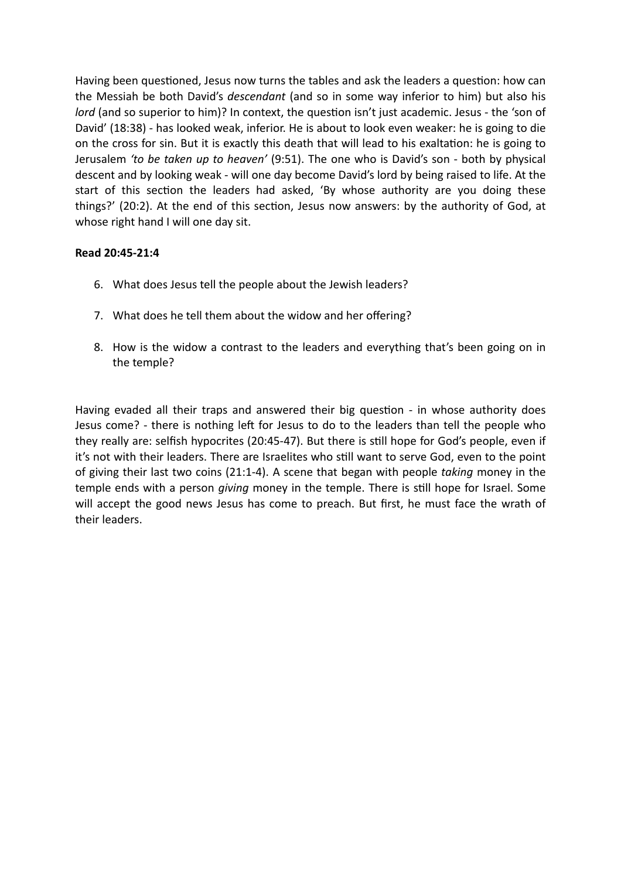Having been questioned, Jesus now turns the tables and ask the leaders a question: how can the Messiah be both David's *descendant* (and so in some way inferior to him) but also his *lord* (and so superior to him)? In context, the question isn't just academic. Jesus - the 'son of David' (18:38) - has looked weak, inferior. He is about to look even weaker: he is going to die on the cross for sin. But it is exactly this death that will lead to his exaltation: he is going to Jerusalem *'to be taken up to heaven'* (9:51). The one who is David's son - both by physical descent and by looking weak - will one day become David's lord by being raised to life. At the start of this section the leaders had asked, 'By whose authority are you doing these things?' (20:2). At the end of this section, Jesus now answers: by the authority of God, at whose right hand I will one day sit.

**Read 20:45-21:4**

6. What does Jesus tell the people about the Jewish leaders?

7. What does he tell them about the widow and her offering?

8. How is the widow a contrast to the leaders and everything that's been going on in the temple?

Having evaded all their traps and answered their big question - in whose authority does Jesus come? - there is nothing left for Jesus to do to the leaders than tell the people who they really are: selfish hypocrites (20:45-47). But there is still hope for God's people, even if it's not with their leaders. There are Israelites who still want to serve God, even to the point of giving their last two coins (21:1-4). A scene that began with people *taking* money in the temple ends with a person *giving* money in the temple. There is still hope for Israel. Some will accept the good news Jesus has come to preach. But first, he must face the wrath of their leaders.